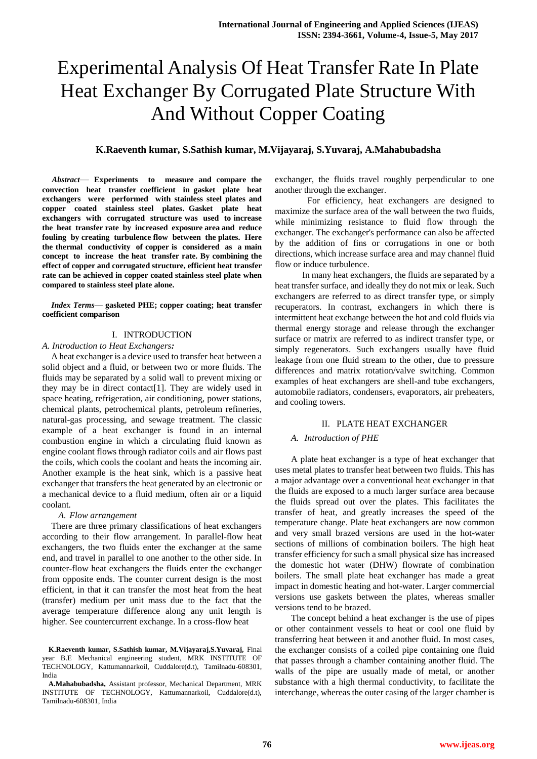# Experimental Analysis Of Heat Transfer Rate In Plate Heat Exchanger By Corrugated Plate Structure With And Without Copper Coating

**K.Raeventh kumar, S.Sathish kumar, M.Vijayaraj, S.Yuvaraj, A.Mahabubadsha**

***Abstract*— Experiments to measure and compare the convection heat transfer coefficient in gasket plate heat exchangers were performed with stainless steel plates and copper coated stainless steel plates. Gasket plate heat exchangers with corrugated structure was used to increase the heat transfer rate by increased exposure area and reduce fouling by creating turbulence flow between the plates. Here the thermal conductivity of copper is considered as a main concept to increase the heat transfer rate. By combining the effect of copper and corrugated structure, efficient heat transfer rate can be achieved in copper coated stainless steel plate when compared to stainless steel plate alone.**

***Index Terms*— gasketed PHE; copper coating; heat transfer coefficient comparison**

## I. INTRODUCTION

### *A. Introduction to Heat Exchangers:*

A heat exchanger is a device used to transfer heat between a solid object and a fluid, or between two or more fluids. The fluids may be separated by a solid wall to prevent mixing or they may be in direct contact[1]. They are widely used in space heating, refrigeration, air conditioning, power stations, chemical plants, petrochemical plants, petroleum refineries, natural-gas processing, and sewage treatment. The classic example of a heat exchanger is found in an internal combustion engine in which a circulating fluid known as engine coolant flows through radiator coils and air flows past the coils, which cools the coolant and heats the incoming air. Another example is the heat sink, which is a passive heat exchanger that transfers the heat generated by an electronic or a mechanical device to a fluid medium, often air or a liquid coolant.

### *A. Flow arrangement*

There are three primary classifications of heat exchangers according to their flow arrangement. In parallel-flow heat exchangers, the two fluids enter the exchanger at the same end, and travel in parallel to one another to the other side. In counter-flow heat exchangers the fluids enter the exchanger from opposite ends. The counter current design is the most efficient, in that it can transfer the most heat from the heat (transfer) medium per unit mass due to the fact that the average temperature difference along any unit length is higher. See countercurrent exchange. In a cross-flow heat exchanger, the fluids travel roughly perpendicular to one another through the exchanger.

For efficiency, heat exchangers are designed to maximize the surface area of the wall between the two fluids, while minimizing resistance to fluid flow through the exchanger. The exchanger's performance can also be affected by the addition of fins or corrugations in one or both directions, which increase surface area and may channel fluid flow or induce turbulence.

In many heat exchangers, the fluids are separated by a heat transfer surface, and ideally they do not mix or leak. Such exchangers are referred to as direct transfer type, or simply recuperators. In contrast, exchangers in which there is intermittent heat exchange between the hot and cold fluids via thermal energy storage and release through the exchanger surface or matrix are referred to as indirect transfer type, or simply regenerators. Such exchangers usually have fluid leakage from one fluid stream to the other, due to pressure differences and matrix rotation/valve switching. Common examples of heat exchangers are shell-and tube exchangers, automobile radiators, condensers, evaporators, air preheaters, and cooling towers.

## II. PLATE HEAT EXCHANGER

### *A. Introduction of PHE*

A plate heat exchanger is a type of heat exchanger that uses metal plates to transfer heat between two fluids. This has a major advantage over a conventional heat exchanger in that the fluids are exposed to a much larger surface area because the fluids spread out over the plates. This facilitates the transfer of heat, and greatly increases the speed of the temperature change. Plate heat exchangers are now common and very small brazed versions are used in the hot-water sections of millions of combination boilers. The high heat transfer efficiency for such a small physical size has increased the domestic hot water (DHW) flowrate of combination boilers. The small plate heat exchanger has made a great impact in domestic heating and hot-water. Larger commercial versions use gaskets between the plates, whereas smaller versions tend to be brazed.

The concept behind a heat exchanger is the use of pipes or other containment vessels to heat or cool one fluid by transferring heat between it and another fluid. In most cases, the exchanger consists of a coiled pipe containing one fluid that passes through a chamber containing another fluid. The walls of the pipe are usually made of metal, or another substance with a high thermal conductivity, to facilitate the interchange, whereas the outer casing of the larger chamber is

**K.Raeventh kumar, S.Sathish kumar, M.Vijayaraj,S.Yuvaraj,** Final year B.E Mechanical engineering student, MRK INSTITUTE OF TECHNOLOGY, Kattumannarkoil, Cuddalore(d.t), Tamilnadu-608301, India

**A.Mahabubadsha,** Assistant professor, Mechanical Department, MRK INSTITUTE OF TECHNOLOGY, Kattumannarkoil, Cuddalore(d.t), Tamilnadu-608301, India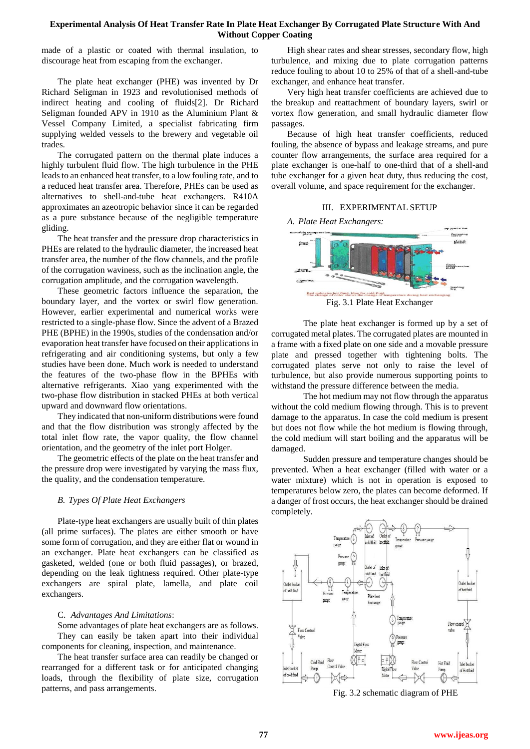made of a plastic or coated with thermal insulation, to discourage heat from escaping from the exchanger.

The plate heat exchanger (PHE) was invented by Dr Richard Seligman in 1923 and revolutionised methods of indirect heating and cooling of fluids[2]. Dr Richard Seligman founded APV in 1910 as the Aluminium Plant & Vessel Company Limited, a specialist fabricating firm supplying welded vessels to the brewery and vegetable oil trades.

The corrugated pattern on the thermal plate induces a highly turbulent fluid flow. The high turbulence in the PHE leads to an enhanced heat transfer, to a low fouling rate, and to a reduced heat transfer area. Therefore, PHEs can be used as alternatives to shell-and-tube heat exchangers. R410A approximates an azeotropic behavior since it can be regarded as a pure substance because of the negligible temperature gliding.

The heat transfer and the pressure drop characteristics in PHEs are related to the hydraulic diameter, the increased heat transfer area, the number of the flow channels, and the profile of the corrugation waviness, such as the inclination angle, the corrugation amplitude, and the corrugation wavelength.

These geometric factors influence the separation, the boundary layer, and the vortex or swirl flow generation. However, earlier experimental and numerical works were restricted to a single-phase flow. Since the advent of a Brazed PHE (BPHE) in the 1990s, studies of the condensation and/or evaporation heat transfer have focused on their applications in refrigerating and air conditioning systems, but only a few studies have been done. Much work is needed to understand the features of the two-phase flow in the BPHEs with alternative refrigerants. Xiao yang experimented with the two-phase flow distribution in stacked PHEs at both vertical upward and downward flow orientations.

They indicated that non-uniform distributions were found and that the flow distribution was strongly affected by the total inlet flow rate, the vapor quality, the flow channel orientation, and the geometry of the inlet port Holger.

The geometric effects of the plate on the heat transfer and the pressure drop were investigated by varying the mass flux, the quality, and the condensation temperature.

### *B. Types Of Plate Heat Exchangers*

Plate-type heat exchangers are usually built of thin plates (all prime surfaces). The plates are either smooth or have some form of corrugation, and they are either flat or wound in an exchanger. Plate heat exchangers can be classified as gasketed, welded (one or both fluid passages), or brazed, depending on the leak tightness required. Other plate-type exchangers are spiral plate, lamella, and plate coil exchangers.

### C. *Advantages And Limitations*:

Some advantages of plate heat exchangers are as follows.

They can easily be taken apart into their individual components for cleaning, inspection, and maintenance.

The heat transfer surface area can readily be changed or rearranged for a different task or for anticipated changing loads, through the flexibility of plate size, corrugation patterns, and pass arrangements.

High shear rates and shear stresses, secondary flow, high turbulence, and mixing due to plate corrugation patterns reduce fouling to about 10 to 25% of that of a shell-and-tube exchanger, and enhance heat transfer.

Very high heat transfer coefficients are achieved due to the breakup and reattachment of boundary layers, swirl or vortex flow generation, and small hydraulic diameter flow passages.

Because of high heat transfer coefficients, reduced fouling, the absence of bypass and leakage streams, and pure counter flow arrangements, the surface area required for a plate exchanger is one-half to one-third that of a shell-and tube exchanger for a given heat duty, thus reducing the cost, overall volume, and space requirement for the exchanger.

## III. EXPERIMENTAL SETUP

### *A. Plate Heat Exchangers:*

Fig. 3.1 Plate Heat Exchanger

The plate heat exchanger is formed up by a set of corrugated metal plates. The corrugated plates are mounted in a frame with a fixed plate on one side and a movable pressure plate and pressed together with tightening bolts. The corrugated plates serve not only to raise the level of turbulence, but also provide numerous supporting points to withstand the pressure difference between the media.

The hot medium may not flow through the apparatus without the cold medium flowing through. This is to prevent damage to the apparatus. In case the cold medium is present but does not flow while the hot medium is flowing through, the cold medium will start boiling and the apparatus will be damaged.

Sudden pressure and temperature changes should be prevented. When a heat exchanger (filled with water or a water mixture) which is not in operation is exposed to temperatures below zero, the plates can become deformed. If a danger of frost occurs, the heat exchanger should be drained completely.

Fig. 3.2 schematic diagram of PHE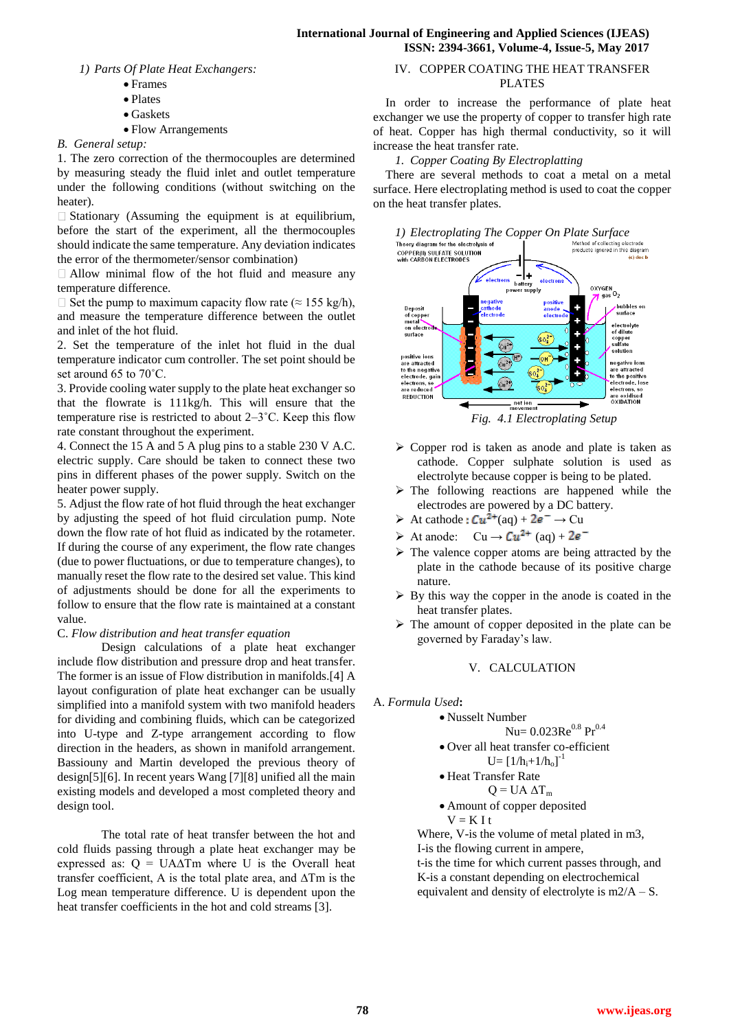*1) Parts Of Plate Heat Exchangers:*

- Frames
- Plates
- Gaskets
- Flow Arrangements

*B. General setup:*

1. The zero correction of the thermocouples are determined by measuring steady the fluid inlet and outlet temperature under the following conditions (without switching on the heater).

 Stationary (Assuming the equipment is at equilibrium, before the start of the experiment, all the thermocouples should indicate the same temperature. Any deviation indicates the error of the thermometer/sensor combination)

 Allow minimal flow of the hot fluid and measure any temperature difference.

 Set the pump to maximum capacity flow rate (≈ 155 kg/h), and measure the temperature difference between the outlet and inlet of the hot fluid.

2. Set the temperature of the inlet hot fluid in the dual temperature indicator cum controller. The set point should be set around 65 to 70˚C.

3. Provide cooling water supply to the plate heat exchanger so that the flowrate is 111kg/h. This will ensure that the temperature rise is restricted to about 2–3˚C. Keep this flow rate constant throughout the experiment.

4. Connect the 15 A and 5 A plug pins to a stable 230 V A.C. electric supply. Care should be taken to connect these two pins in different phases of the power supply. Switch on the heater power supply.

5. Adjust the flow rate of hot fluid through the heat exchanger by adjusting the speed of hot fluid circulation pump. Note down the flow rate of hot fluid as indicated by the rotameter. If during the course of any experiment, the flow rate changes (due to power fluctuations, or due to temperature changes), to manually reset the flow rate to the desired set value. This kind of adjustments should be done for all the experiments to follow to ensure that the flow rate is maintained at a constant value.

C. *Flow distribution and heat transfer equation*

Design calculations of a plate heat exchanger include flow distribution and pressure drop and heat transfer. The former is an issue of Flow distribution in manifolds.[4] A layout configuration of plate heat exchanger can be usually simplified into a manifold system with two manifold headers for dividing and combining fluids, which can be categorized into U-type and Z-type arrangement according to flow direction in the headers, as shown in manifold arrangement. Bassiouny and Martin developed the previous theory of design[5][6]. In recent years Wang [7][8] unified all the main existing models and developed a most completed theory and design tool.

The total rate of heat transfer between the hot and cold fluids passing through a plate heat exchanger may be expressed as: $Q = UA\Delta Tm$ where U is the Overall heat transfer coefficient, A is the total plate area, and $\Delta Tm$ is the Log mean temperature difference. U is dependent upon the heat transfer coefficients in the hot and cold streams [3].

## IV. COPPER COATING THE HEAT TRANSFER PLATES

In order to increase the performance of plate heat exchanger we use the property of copper to transfer high rate of heat. Copper has high thermal conductivity, so it will increase the heat transfer rate.

*1. Copper Coating By Electroplatting*

There are several methods to coat a metal on a metal surface. Here electroplating method is used to coat the copper on the heat transfer plates.

*1) Electroplating The Copper On Plate Surface*

Theory diagram for the electrolysis of COPPER(II) SULFATE SOLUTION with CARBON ELECTRODES. Method of collecting electrode products ignored in this diagram. (c) doc b. battery power supply; electrons; negative cathode electrode; positive anode electrode; OXYGEN gas $O_2$; Deposit of copper metal on electrode surface; bubbles on surface; electrolyte of dilute copper sulfate solution; positive ions are attracted to the negative electrode, gain electrons, so are reduced REDUCTION; negative ions are attracted to the positive electrode, lose electrons, so are oxidised OXIDATION; net ion movement

*Fig. 4.1 Electroplating Setup*

- Copper rod is taken as anode and plate is taken as cathode. Copper sulphate solution is used as electrolyte because copper is being to be plated.
- The following reactions are happened while the electrodes are powered by a DC battery.
- At cathode : $Cu^{2+}(aq) + 2e^{-} \rightarrow Cu$
- At anode: $Cu \rightarrow Cu^{2+}(aq) + 2e^{-}$
- The valence copper atoms are being attracted by the plate in the cathode because of its positive charge nature.
- By this way the copper in the anode is coated in the heat transfer plates.
- The amount of copper deposited in the plate can be governed by Faraday's law.

## V. CALCULATION

A. *Formula Used*:

- Nusselt Number

$$Nu= 0.023Re^{0.8}\ Pr^{0.4}$$

- Over all heat transfer co-efficient

$$U= [1/h_i+1/h_o]^{-1}$$

- Heat Transfer Rate

$$Q = UA\ \Delta T_m$$

- Amount of copper deposited

$$V = K\ I\ t$$

Where, V-is the volume of metal plated in m3,
I-is the flowing current in ampere,
t-is the time for which current passes through, and
K-is a constant depending on electrochemical equivalent and density of electrolyte is m2/A – S.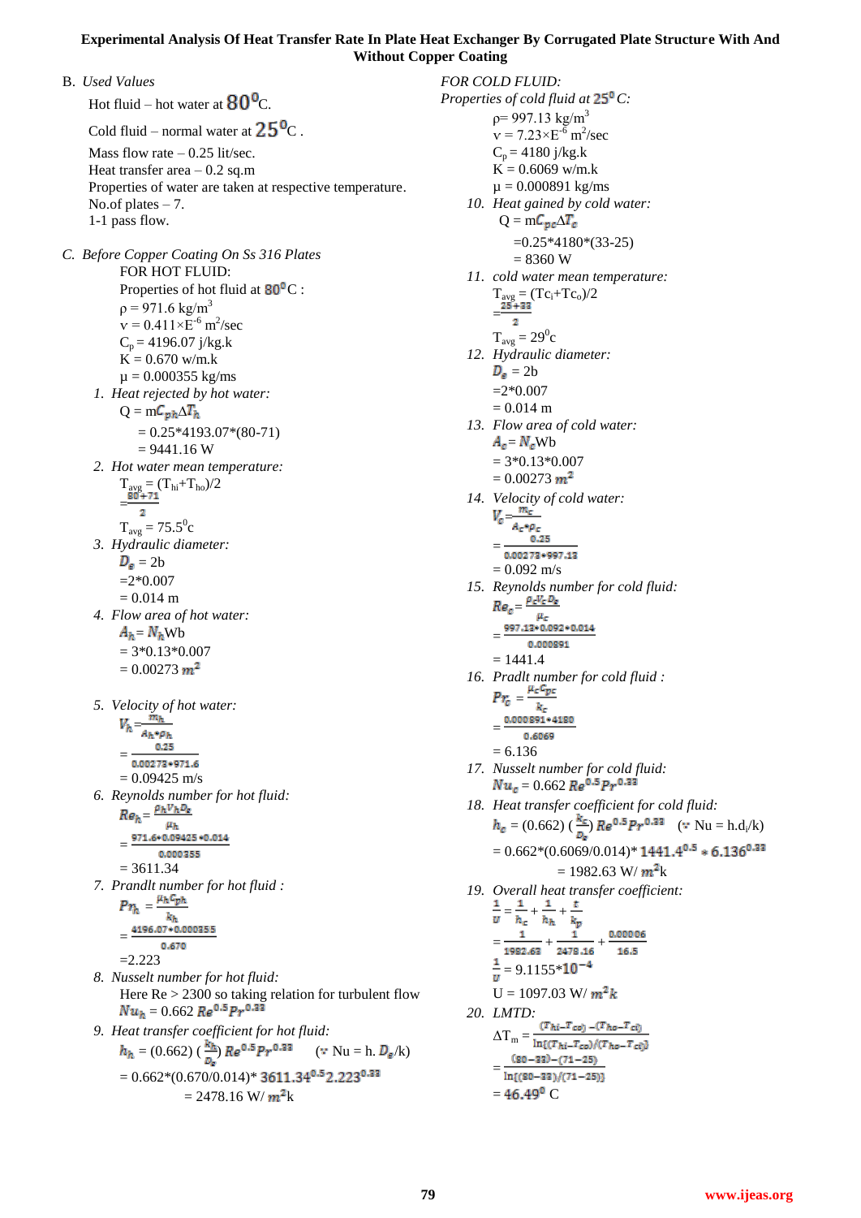## B. *Used Values*

Hot fluid – hot water at $80^0$C.

Cold fluid – normal water at $25^0$C .

Mass flow rate – 0.25 lit/sec.
Heat transfer area – 0.2 sq.m
Properties of water are taken at respective temperature.
No.of plates – 7.
1-1 pass flow.

## C. *Before Copper Coating On Ss 316 Plates*

FOR HOT FLUID:

Properties of hot fluid at $80^0$C :

$\rho$ = 971.6 kg/m$^3$
v = 0.411×E$^{-6}$ m$^2$/sec
$C_p$ = 4196.07 j/kg.k
K = 0.670 w/m.k
$\mu$ = 0.000355 kg/ms

1. *Heat rejected by hot water:*
   Q = m$C_{ph}\Delta T_h$
   = 0.25*4193.07*(80-71)
   = 9441.16 W
2. *Hot water mean temperature:*
   $T_{avg}$ = ($T_{hi}$+$T_{ho}$)/2
   $=\frac{80+71}{2}$
   $T_{avg}$ = 75.5$^0$c
3. *Hydraulic diameter:*
   $D_e$ = 2b
   =2*0.007
   = 0.014 m
4. *Flow area of hot water:*
   $A_h = N_h$Wb
   = 3*0.13*0.007
   = 0.00273 $m^2$
5. *Velocity of hot water:*
   $V_h=\frac{m_h}{A_h*\rho_h}$
   $=\frac{0.25}{0.00273*971.6}$
   = 0.09425 m/s
6. *Reynolds number for hot fluid:*
   $Re_h=\frac{\rho_h V_h D_e}{\mu_h}$
   $=\frac{971.6*0.09425*0.014}{0.000355}$
   = 3611.34
7. *Prandlt number for hot fluid :*
   $Pr_h=\frac{\mu_h C_{ph}}{k_h}$
   $=\frac{4196.07*0.000355}{0.670}$
   =2.223
8. *Nusselt number for hot fluid:*
   Here Re > 2300 so taking relation for turbulent flow
   $Nu_h = 0.662\ Re^{0.5} Pr^{0.33}$
9. *Heat transfer coefficient for hot fluid:*
   $h_h = (0.662)\ (\frac{k_h}{D_e})\ Re^{0.5} Pr^{0.33}$ ($\because$ Nu = h. $D_e$/k)
   = 0.662*(0.670/0.014)* $3611.34^{0.5}2.223^{0.33}$
   = 2478.16 W/ $m^2$k

FOR COLD FLUID:

*Properties of cold fluid at $25^0$C:*

$\rho$= 997.13 kg/m$^3$
v = 7.23×E$^{-6}$ m$^2$/sec
$C_p$ = 4180 j/kg.k
K = 0.6069 w/m.k
$\mu$ = 0.000891 kg/ms

10. *Heat gained by cold water:*
    Q = m$C_{pc}\Delta T_c$
    =0.25*4180*(33-25)
    = 8360 W
11. *cold water mean temperature:*
    $T_{avg}$ = ($Tc_i$+$Tc_o$)/2
    $=\frac{25+33}{2}$
    $T_{avg}$ = 29$^0$c
12. *Hydraulic diameter:*
    $D_e$ = 2b
    =2*0.007
    = 0.014 m
13. *Flow area of cold water:*
    $A_c = N_c$Wb
    = 3*0.13*0.007
    = 0.00273 $m^2$
14. *Velocity of cold water:*
    $V_c=\frac{m_c}{A_c*\rho_c}$
    $=\frac{0.25}{0.00273*997.13}$
    = 0.092 m/s
15. *Reynolds number for cold fluid:*
    $Re_c=\frac{\rho_c V_c D_e}{\mu_c}$
    $=\frac{997.13*0.092*0.014}{0.000891}$
    = 1441.4
16. *Pradlt number for cold fluid :*
    $Pr_c=\frac{\mu_c C_{pc}}{k_c}$
    $=\frac{0.000891*4180}{0.6069}$
    = 6.136
17. *Nusselt number for cold fluid:*
    $Nu_c = 0.662\ Re^{0.5} Pr^{0.33}$
18. *Heat transfer coefficient for cold fluid:*
    $h_c = (0.662)\ (\frac{k_c}{D_e})\ Re^{0.5} Pr^{0.33}$ ($\because$ Nu = h.$d_i$/k)
    = 0.662*(0.6069/0.014)* $1441.4^{0.5} * 6.136^{0.33}$
    = 1982.63 W/ $m^2$k
19. *Overall heat transfer coefficient:*
    $\frac{1}{U}=\frac{1}{h_c}+\frac{1}{h_h}+\frac{t}{k_p}$
    $=\frac{1}{1982.63}+\frac{1}{2478.16}+\frac{0.00006}{16.5}$
    $\frac{1}{U}$ = 9.1155*$10^{-4}$
    U = 1097.03 W/ $m^2k$
20. *LMTD:*
    $\Delta T_m=\frac{(T_{hi}-T_{co})-(T_{ho}-T_{ci})}{\ln[(T_{hi}-T_{co})/(T_{ho}-T_{ci})]}$
    $=\frac{(80-33)-(71-25)}{\ln[(80-33)/(71-25)]}$
    = $46.49^0$ C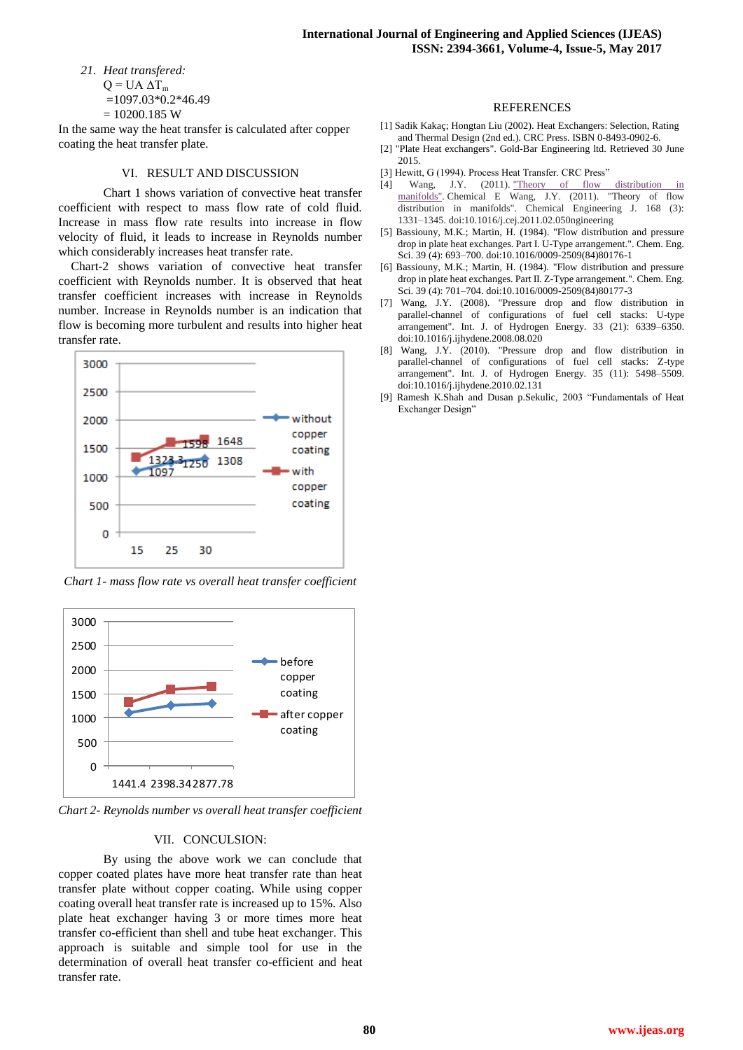21. *Heat transfered:*

$Q = UA\,\Delta T_m$

$=1097.03*0.2*46.49$

$= 10200.185$ W

In the same way the heat transfer is calculated after copper coating the heat transfer plate.

## VI. RESULT AND DISCUSSION

Chart 1 shows variation of convective heat transfer coefficient with respect to mass flow rate of cold fluid. Increase in mass flow rate results into increase in flow velocity of fluid, it leads to increase in Reynolds number which considerably increases heat transfer rate.

Chart-2 shows variation of convective heat transfer coefficient with Reynolds number. It is observed that heat transfer coefficient increases with increase in Reynolds number. Increase in Reynolds number is an indication that flow is becoming more turbulent and results into higher heat transfer rate.

3000
2500
2000
1500
1000
500
0
15 25 30
1323.3 1598 1648
1097 1250 1308
without copper coating
with copper coating

*Chart 1- mass flow rate vs overall heat transfer coefficient*

3000
2500
2000
1500
1000
500
0
1441.4 2398.342877.78
before copper coating
after copper coating

*Chart 2- Reynolds number vs overall heat transfer coefficient*

## VII. CONCULSION:

By using the above work we can conclude that copper coated plates have more heat transfer rate than heat transfer plate without copper coating. While using copper coating overall heat transfer rate is increased up to 15%. Also plate heat exchanger having 3 or more times more heat transfer co-efficient than shell and tube heat exchanger. This approach is suitable and simple tool for use in the determination of overall heat transfer co-efficient and heat transfer rate.

## REFERENCES

[1] Sadik Kakaç; Hongtan Liu (2002). Heat Exchangers: Selection, Rating and Thermal Design (2nd ed.). CRC Press. ISBN 0-8493-0902-6.

[2] "Plate Heat exchangers". Gold-Bar Engineering ltd. Retrieved 30 June 2015.

[3] Hewitt, G (1994). Process Heat Transfer. CRC Press"

[4] Wang, J.Y. (2011). "Theory of flow distribution in manifolds". Chemical E Wang, J.Y. (2011). "Theory of flow distribution in manifolds". Chemical Engineering J. 168 (3): 1331–1345. doi:10.1016/j.cej.2011.02.050ngineering

[5] Bassiouny, M.K.; Martin, H. (1984). "Flow distribution and pressure drop in plate heat exchanges. Part I. U-Type arrangement.". Chem. Eng. Sci. 39 (4): 693–700. doi:10.1016/0009-2509(84)80176-1

[6] Bassiouny, M.K.; Martin, H. (1984). "Flow distribution and pressure drop in plate heat exchanges. Part II. Z-Type arrangement.". Chem. Eng. Sci. 39 (4): 701–704. doi:10.1016/0009-2509(84)80177-3

[7] Wang, J.Y. (2008). "Pressure drop and flow distribution in parallel-channel of configurations of fuel cell stacks: U-type arrangement". Int. J. of Hydrogen Energy. 33 (21): 6339–6350. doi:10.1016/j.ijhydene.2008.08.020

[8] Wang, J.Y. (2010). "Pressure drop and flow distribution in parallel-channel of configurations of fuel cell stacks: Z-type arrangement". Int. J. of Hydrogen Energy. 35 (11): 5498–5509. doi:10.1016/j.ijhydene.2010.02.131

[9] Ramesh K.Shah and Dusan p.Sekulic, 2003 "Fundamentals of Heat Exchanger Design"